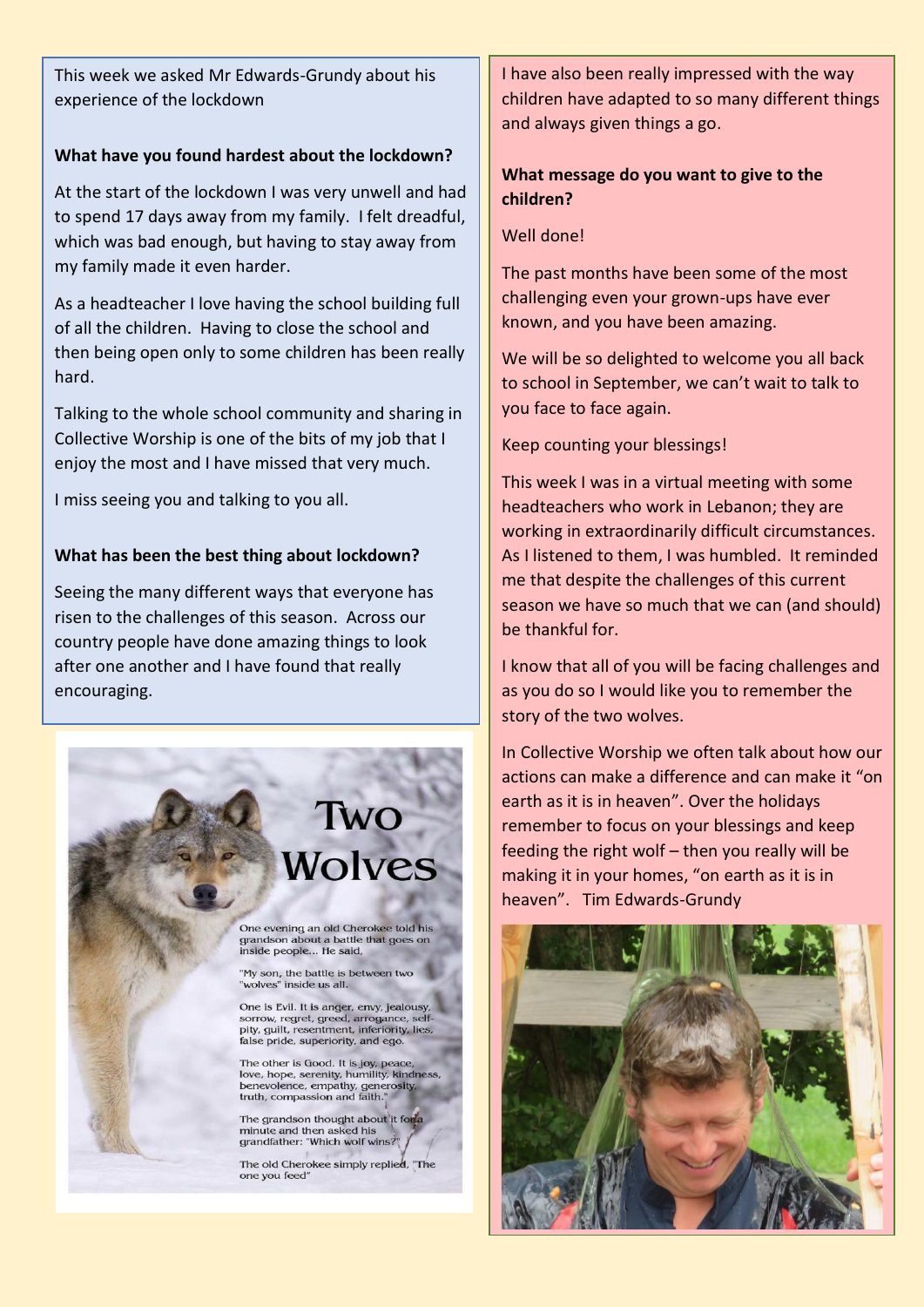This week we asked Mr Edwards-Grundy about his experience of the lockdown

**What have you found hardest about the lockdown?**

At the start of the lockdown I was very unwell and had to spend 17 days away from my family. I felt dreadful, which was bad enough, but having to stay away from my family made it even harder.

As a headteacher I love having the school building full of all the children. Having to close the school and then being open only to some children has been really hard.

Talking to the whole school community and sharing in Collective Worship is one of the bits of my job that I enjoy the most and I have missed that very much.

I miss seeing you and talking to you all.

**What has been the best thing about lockdown?**

Seeing the many different ways that everyone has risen to the challenges of this season. Across our country people have done amazing things to look after one another and I have found that really encouraging.

# Two Wolves

One evening an old Cherokee told his grandson about a battle that goes on inside people... He said,

"My son, the battle is between two "wolves" inside us all.

One is Evil. It is anger, envy, jealousy, sorrow, regret, greed, arrogance, self-pity, guilt, resentment, inferiority, lies, false pride, superiority, and ego.

The other is Good. It is joy, peace, love, hope, serenity, humility, kindness, benevolence, empathy, generosity, truth, compassion and faith."

The grandson thought about it for a minute and then asked his grandfather: "Which wolf wins?"

The old Cherokee simply replied, "The one you feed"

I have also been really impressed with the way children have adapted to so many different things and always given things a go.

**What message do you want to give to the children?**

Well done!

The past months have been some of the most challenging even your grown-ups have ever known, and you have been amazing.

We will be so delighted to welcome you all back to school in September, we can't wait to talk to you face to face again.

Keep counting your blessings!

This week I was in a virtual meeting with some headteachers who work in Lebanon; they are working in extraordinarily difficult circumstances. As I listened to them, I was humbled. It reminded me that despite the challenges of this current season we have so much that we can (and should) be thankful for.

I know that all of you will be facing challenges and as you do so I would like you to remember the story of the two wolves.

In Collective Worship we often talk about how our actions can make a difference and can make it "on earth as it is in heaven". Over the holidays remember to focus on your blessings and keep feeding the right wolf – then you really will be making it in your homes, "on earth as it is in heaven". Tim Edwards-Grundy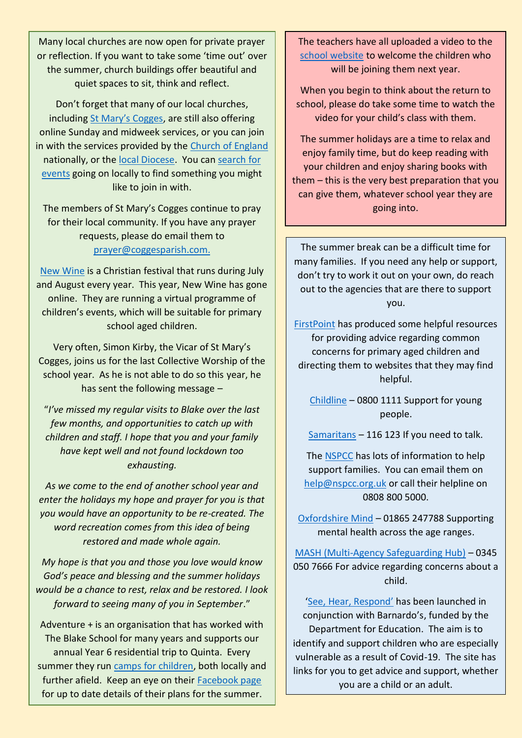Many local churches are now open for private prayer or reflection. If you want to take some 'time out' over the summer, church buildings offer beautiful and quiet spaces to sit, think and reflect.

Don't forget that many of our local churches, including St Mary's Cogges, are still also offering online Sunday and midweek services, or you can join in with the services provided by the Church of England nationally, or the local Diocese. You can search for events going on locally to find something you might like to join in with.

The members of St Mary's Cogges continue to pray for their local community. If you have any prayer requests, please do email them to prayer@coggesparish.com.

New Wine is a Christian festival that runs during July and August every year. This year, New Wine has gone online. They are running a virtual programme of children's events, which will be suitable for primary school aged children.

Very often, Simon Kirby, the Vicar of St Mary's Cogges, joins us for the last Collective Worship of the school year. As he is not able to do so this year, he has sent the following message –

"*I've missed my regular visits to Blake over the last few months, and opportunities to catch up with children and staff. I hope that you and your family have kept well and not found lockdown too exhausting.*

*As we come to the end of another school year and enter the holidays my hope and prayer for you is that you would have an opportunity to be re-created. The word recreation comes from this idea of being restored and made whole again.*

*My hope is that you and those you love would know God's peace and blessing and the summer holidays would be a chance to rest, relax and be restored. I look forward to seeing many of you in September*."

Adventure + is an organisation that has worked with The Blake School for many years and supports our annual Year 6 residential trip to Quinta. Every summer they run camps for children, both locally and further afield. Keep an eye on their Facebook page for up to date details of their plans for the summer.

The teachers have all uploaded a video to the school website to welcome the children who will be joining them next year.

When you begin to think about the return to school, please do take some time to watch the video for your child's class with them.

The summer holidays are a time to relax and enjoy family time, but do keep reading with your children and enjoy sharing books with them – this is the very best preparation that you can give them, whatever school year they are going into.

The summer break can be a difficult time for many families. If you need any help or support, don't try to work it out on your own, do reach out to the agencies that are there to support you.

FirstPoint has produced some helpful resources for providing advice regarding common concerns for primary aged children and directing them to websites that they may find helpful.

Childline – 0800 1111 Support for young people.

Samaritans – 116 123 If you need to talk.

The NSPCC has lots of information to help support families. You can email them on help@nspcc.org.uk or call their helpline on 0808 800 5000.

Oxfordshire Mind – 01865 247788 Supporting mental health across the age ranges.

MASH (Multi-Agency Safeguarding Hub) – 0345 050 7666 For advice regarding concerns about a child.

'See, Hear, Respond' has been launched in conjunction with Barnardo's, funded by the Department for Education. The aim is to identify and support children who are especially vulnerable as a result of Covid-19. The site has links for you to get advice and support, whether you are a child or an adult.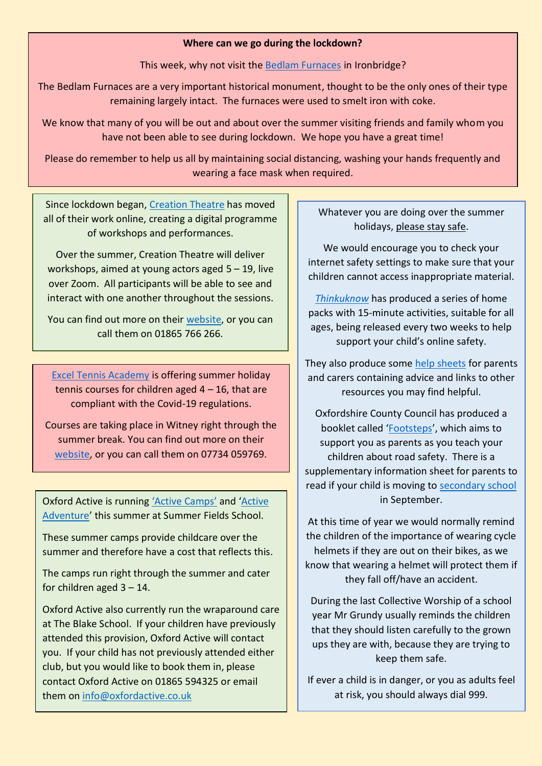**Where can we go during the lockdown?**

This week, why not visit the Bedlam Furnaces in Ironbridge?

The Bedlam Furnaces are a very important historical monument, thought to be the only ones of their type remaining largely intact. The furnaces were used to smelt iron with coke.

We know that many of you will be out and about over the summer visiting friends and family whom you have not been able to see during lockdown. We hope you have a great time!

Please do remember to help us all by maintaining social distancing, washing your hands frequently and wearing a face mask when required.

Since lockdown began, Creation Theatre has moved all of their work online, creating a digital programme of workshops and performances.

Over the summer, Creation Theatre will deliver workshops, aimed at young actors aged 5 – 19, live over Zoom. All participants will be able to see and interact with one another throughout the sessions.

You can find out more on their website, or you can call them on 01865 766 266.

Excel Tennis Academy is offering summer holiday tennis courses for children aged 4 – 16, that are compliant with the Covid-19 regulations.

Courses are taking place in Witney right through the summer break. You can find out more on their website, or you can call them on 07734 059769.

Oxford Active is running 'Active Camps' and 'Active Adventure' this summer at Summer Fields School.

These summer camps provide childcare over the summer and therefore have a cost that reflects this.

The camps run right through the summer and cater for children aged 3 – 14.

Oxford Active also currently run the wraparound care at The Blake School. If your children have previously attended this provision, Oxford Active will contact you. If your child has not previously attended either club, but you would like to book them in, please contact Oxford Active on 01865 594325 or email them on info@oxfordactive.co.uk

Whatever you are doing over the summer holidays, please stay safe.

We would encourage you to check your internet safety settings to make sure that your children cannot access inappropriate material.

*Thinkuknow* has produced a series of home packs with 15-minute activities, suitable for all ages, being released every two weeks to help support your child's online safety.

They also produce some help sheets for parents and carers containing advice and links to other resources you may find helpful.

Oxfordshire County Council has produced a booklet called 'Footsteps', which aims to support you as parents as you teach your children about road safety. There is a supplementary information sheet for parents to read if your child is moving to secondary school in September.

At this time of year we would normally remind the children of the importance of wearing cycle helmets if they are out on their bikes, as we know that wearing a helmet will protect them if they fall off/have an accident.

During the last Collective Worship of a school year Mr Grundy usually reminds the children that they should listen carefully to the grown ups they are with, because they are trying to keep them safe.

If ever a child is in danger, or you as adults feel at risk, you should always dial 999.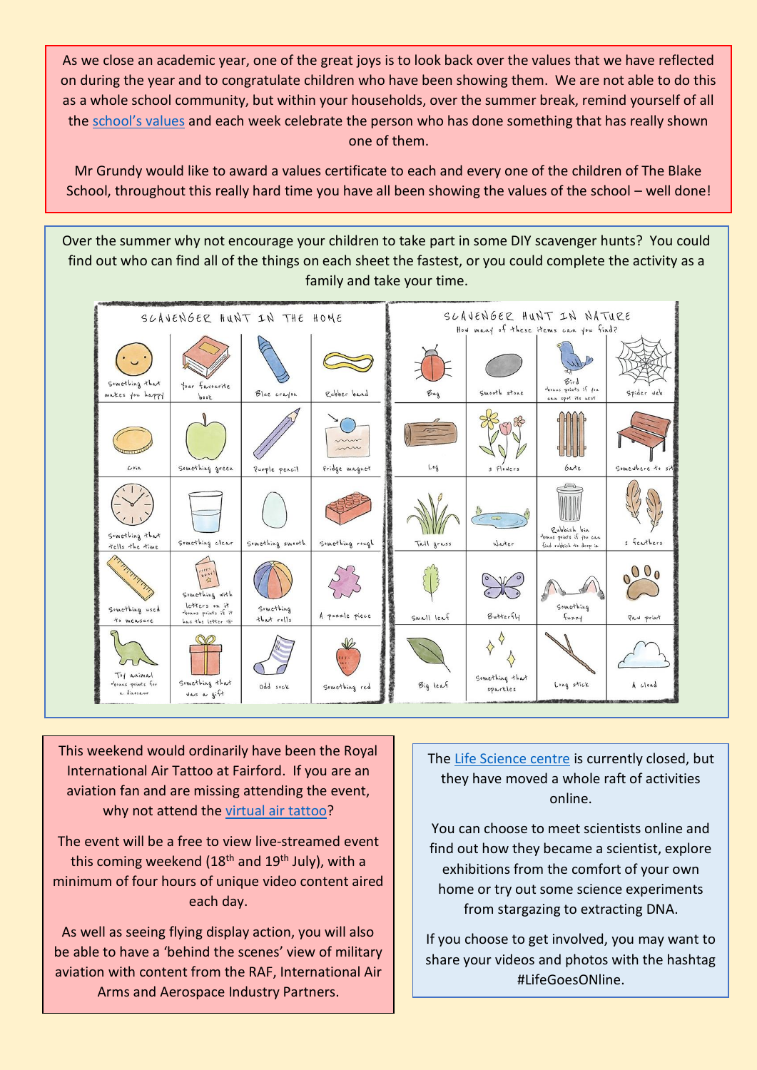As we close an academic year, one of the great joys is to look back over the values that we have reflected on during the year and to congratulate children who have been showing them. We are not able to do this as a whole school community, but within your households, over the summer break, remind yourself of all the school's values and each week celebrate the person who has done something that has really shown one of them.

Mr Grundy would like to award a values certificate to each and every one of the children of The Blake School, throughout this really hard time you have all been showing the values of the school – well done!

Over the summer why not encourage your children to take part in some DIY scavenger hunts? You could find out who can find all of the things on each sheet the fastest, or you could complete the activity as a family and take your time.

**SCAVENGER HUNT IN THE HOME**

| | | | |
|---|---|---|---|
| Something that makes you happy | Your favourite book | Blue crayon | Rubber band |
| Coin | Something green | Purple pencil | Fridge magnet |
| Something that tells the time | Something clear | Something smooth | Something rough |
| Something used to measure | Something with letters on it *bonus points if it has the letter 'B'* | Something that rolls | A puzzle piece |
| Toy animal *bonus points for a dinosaur* | Something that was a gift | Odd sock | Something red |

**SCAVENGER HUNT IN NATURE**

How many of these items can you find?

| | | | |
|---|---|---|---|
| Bug | Smooth stone | Bird *bonus points if you can spot its nest* | Spider web |
| Log | 3 Flowers | Gate | Somewhere to sit |
| Tall grass | Water | Rubbish bin *bonus points if you can find rubbish to drop in* | 2 feathers |
| Small leaf | Butterfly | Something fuzzy | Paw print |
| Big leaf | Something that sparkles | Long stick | A cloud |

This weekend would ordinarily have been the Royal International Air Tattoo at Fairford. If you are an aviation fan and are missing attending the event, why not attend the virtual air tattoo?

The event will be a free to view live-streamed event this coming weekend (18th and 19th July), with a minimum of four hours of unique video content aired each day.

As well as seeing flying display action, you will also be able to have a 'behind the scenes' view of military aviation with content from the RAF, International Air Arms and Aerospace Industry Partners.

The Life Science centre is currently closed, but they have moved a whole raft of activities online.

You can choose to meet scientists online and find out how they became a scientist, explore exhibitions from the comfort of your own home or try out some science experiments from stargazing to extracting DNA.

If you choose to get involved, you may want to share your videos and photos with the hashtag #LifeGoesONline.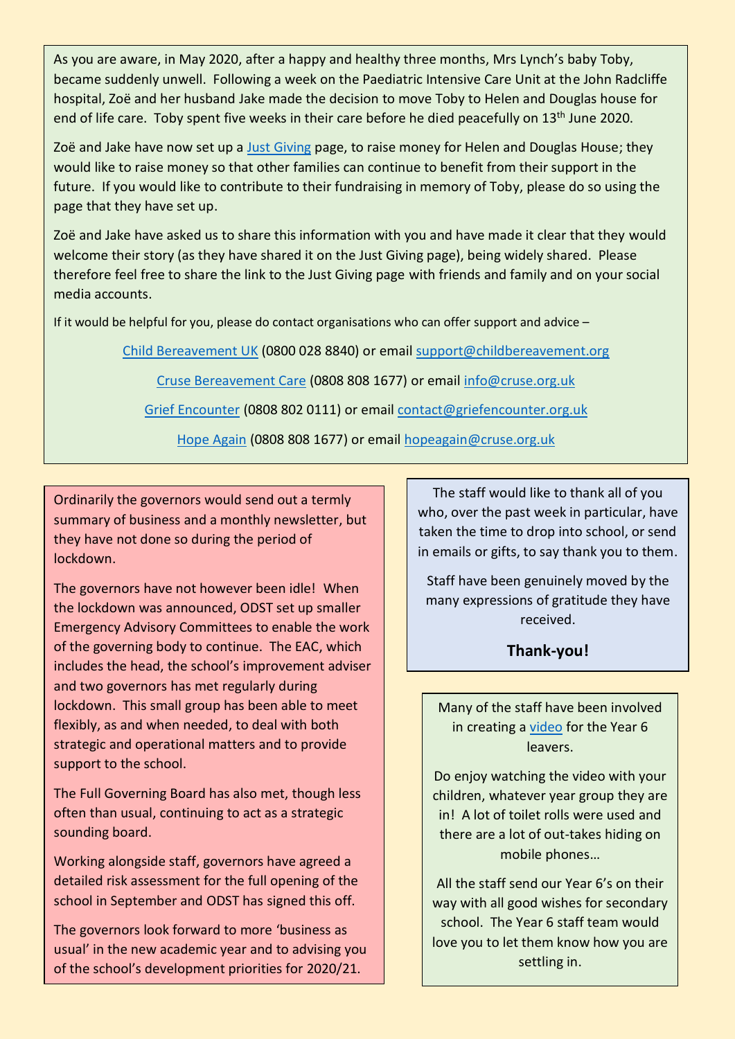As you are aware, in May 2020, after a happy and healthy three months, Mrs Lynch's baby Toby, became suddenly unwell. Following a week on the Paediatric Intensive Care Unit at the John Radcliffe hospital, Zoë and her husband Jake made the decision to move Toby to Helen and Douglas house for end of life care. Toby spent five weeks in their care before he died peacefully on 13th June 2020.

Zoë and Jake have now set up a Just Giving page, to raise money for Helen and Douglas House; they would like to raise money so that other families can continue to benefit from their support in the future. If you would like to contribute to their fundraising in memory of Toby, please do so using the page that they have set up.

Zoë and Jake have asked us to share this information with you and have made it clear that they would welcome their story (as they have shared it on the Just Giving page), being widely shared. Please therefore feel free to share the link to the Just Giving page with friends and family and on your social media accounts.

If it would be helpful for you, please do contact organisations who can offer support and advice –

Child Bereavement UK (0800 028 8840) or email support@childbereavement.org

Cruse Bereavement Care (0808 808 1677) or email info@cruse.org.uk

Grief Encounter (0808 802 0111) or email contact@griefencounter.org.uk

Hope Again (0808 808 1677) or email hopeagain@cruse.org.uk

---

Ordinarily the governors would send out a termly summary of business and a monthly newsletter, but they have not done so during the period of lockdown.

The governors have not however been idle! When the lockdown was announced, ODST set up smaller Emergency Advisory Committees to enable the work of the governing body to continue. The EAC, which includes the head, the school's improvement adviser and two governors has met regularly during lockdown. This small group has been able to meet flexibly, as and when needed, to deal with both strategic and operational matters and to provide support to the school.

The Full Governing Board has also met, though less often than usual, continuing to act as a strategic sounding board.

Working alongside staff, governors have agreed a detailed risk assessment for the full opening of the school in September and ODST has signed this off.

The governors look forward to more 'business as usual' in the new academic year and to advising you of the school's development priorities for 2020/21.

---

The staff would like to thank all of you who, over the past week in particular, have taken the time to drop into school, or send in emails or gifts, to say thank you to them.

Staff have been genuinely moved by the many expressions of gratitude they have received.

**Thank-you!**

---

Many of the staff have been involved in creating a video for the Year 6 leavers.

Do enjoy watching the video with your children, whatever year group they are in! A lot of toilet rolls were used and there are a lot of out-takes hiding on mobile phones…

All the staff send our Year 6's on their way with all good wishes for secondary school. The Year 6 staff team would love you to let them know how you are settling in.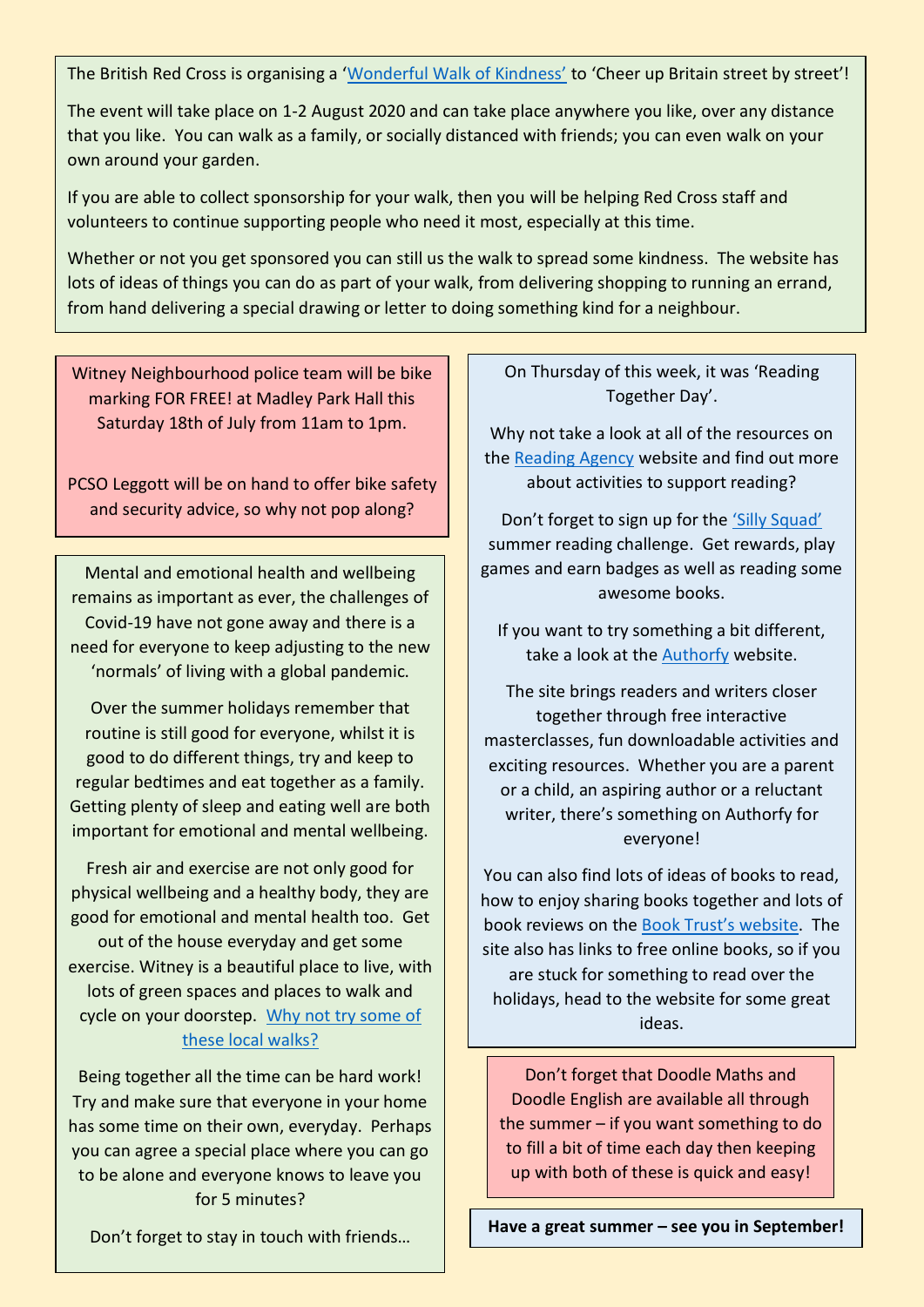The British Red Cross is organising a 'Wonderful Walk of Kindness' to 'Cheer up Britain street by street'!

The event will take place on 1-2 August 2020 and can take place anywhere you like, over any distance that you like. You can walk as a family, or socially distanced with friends; you can even walk on your own around your garden.

If you are able to collect sponsorship for your walk, then you will be helping Red Cross staff and volunteers to continue supporting people who need it most, especially at this time.

Whether or not you get sponsored you can still us the walk to spread some kindness. The website has lots of ideas of things you can do as part of your walk, from delivering shopping to running an errand, from hand delivering a special drawing or letter to doing something kind for a neighbour.

Witney Neighbourhood police team will be bike marking FOR FREE! at Madley Park Hall this Saturday 18th of July from 11am to 1pm.

PCSO Leggott will be on hand to offer bike safety and security advice, so why not pop along?

Mental and emotional health and wellbeing remains as important as ever, the challenges of Covid-19 have not gone away and there is a need for everyone to keep adjusting to the new 'normals' of living with a global pandemic.

Over the summer holidays remember that routine is still good for everyone, whilst it is good to do different things, try and keep to regular bedtimes and eat together as a family. Getting plenty of sleep and eating well are both important for emotional and mental wellbeing.

Fresh air and exercise are not only good for physical wellbeing and a healthy body, they are good for emotional and mental health too. Get out of the house everyday and get some exercise. Witney is a beautiful place to live, with lots of green spaces and places to walk and cycle on your doorstep. Why not try some of these local walks?

Being together all the time can be hard work! Try and make sure that everyone in your home has some time on their own, everyday. Perhaps you can agree a special place where you can go to be alone and everyone knows to leave you for 5 minutes?

Don't forget to stay in touch with friends…

On Thursday of this week, it was 'Reading Together Day'.

Why not take a look at all of the resources on the Reading Agency website and find out more about activities to support reading?

Don't forget to sign up for the 'Silly Squad' summer reading challenge. Get rewards, play games and earn badges as well as reading some awesome books.

If you want to try something a bit different, take a look at the Authorfy website.

The site brings readers and writers closer together through free interactive masterclasses, fun downloadable activities and exciting resources. Whether you are a parent or a child, an aspiring author or a reluctant writer, there's something on Authorfy for everyone!

You can also find lots of ideas of books to read, how to enjoy sharing books together and lots of book reviews on the Book Trust's website. The site also has links to free online books, so if you are stuck for something to read over the holidays, head to the website for some great ideas.

Don't forget that Doodle Maths and Doodle English are available all through the summer – if you want something to do to fill a bit of time each day then keeping up with both of these is quick and easy!

**Have a great summer – see you in September!**